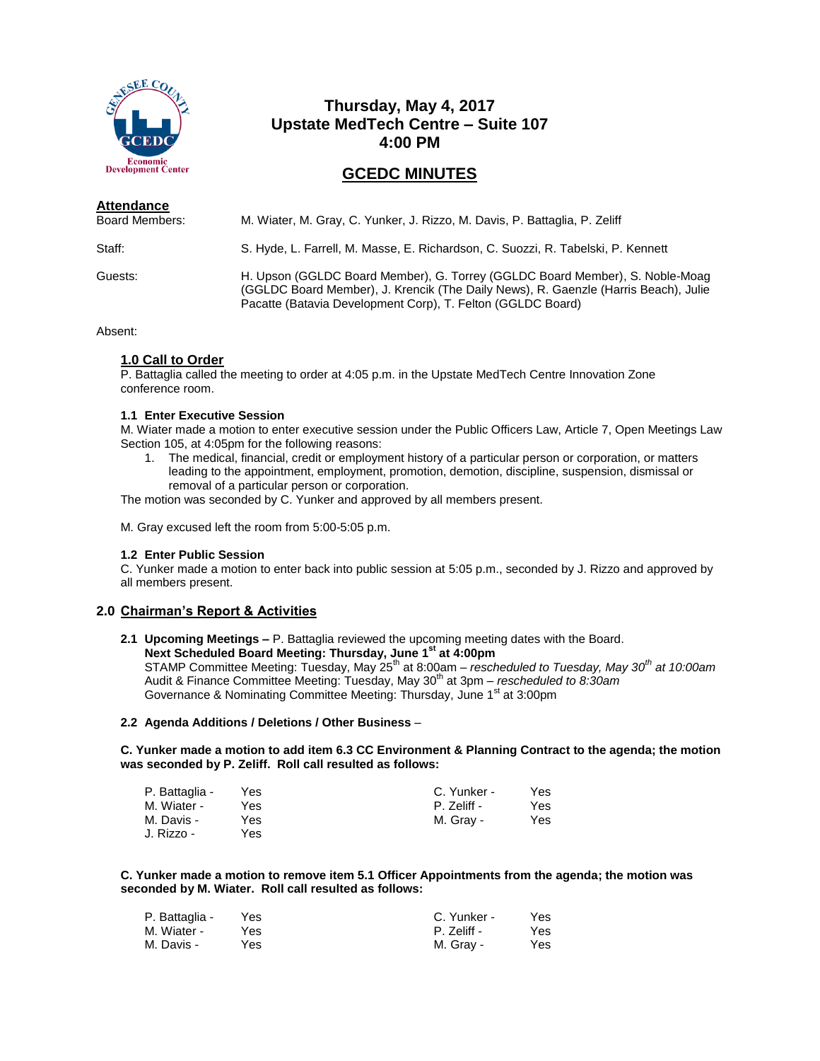# Thursday, May 4, 2017
# Upstate MedTech Centre – Suite 107
# 4:00 PM

## GCEDC MINUTES

**Attendance**

Board Members: M. Wiater, M. Gray, C. Yunker, J. Rizzo, M. Davis, P. Battaglia, P. Zeliff

Staff: S. Hyde, L. Farrell, M. Masse, E. Richardson, C. Suozzi, R. Tabelski, P. Kennett

Guests: H. Upson (GGLDC Board Member), G. Torrey (GGLDC Board Member), S. Noble-Moag (GGLDC Board Member), J. Krencik (The Daily News), R. Gaenzle (Harris Beach), Julie Pacatte (Batavia Development Corp), T. Felton (GGLDC Board)

Absent:

### 1.0 Call to Order

P. Battaglia called the meeting to order at 4:05 p.m. in the Upstate MedTech Centre Innovation Zone conference room.

**1.1 Enter Executive Session**

M. Wiater made a motion to enter executive session under the Public Officers Law, Article 7, Open Meetings Law Section 105, at 4:05pm for the following reasons:

1. The medical, financial, credit or employment history of a particular person or corporation, or matters leading to the appointment, employment, promotion, demotion, discipline, suspension, dismissal or removal of a particular person or corporation.

The motion was seconded by C. Yunker and approved by all members present.

M. Gray excused left the room from 5:00-5:05 p.m.

**1.2 Enter Public Session**

C. Yunker made a motion to enter back into public session at 5:05 p.m., seconded by J. Rizzo and approved by all members present.

### 2.0 Chairman's Report & Activities

**2.1 Upcoming Meetings –** P. Battaglia reviewed the upcoming meeting dates with the Board.

**Next Scheduled Board Meeting: Thursday, June 1st at 4:00pm**

STAMP Committee Meeting: Tuesday, May 25th at 8:00am – *rescheduled to Tuesday, May 30th at 10:00am*

Audit & Finance Committee Meeting: Tuesday, May 30th at 3pm – *rescheduled to 8:30am*

Governance & Nominating Committee Meeting: Thursday, June 1st at 3:00pm

**2.2 Agenda Additions / Deletions / Other Business –**

**C. Yunker made a motion to add item 6.3 CC Environment & Planning Contract to the agenda; the motion was seconded by P. Zeliff. Roll call resulted as follows:**

| | | | |
|---|---|---|---|
| P. Battaglia - | Yes | C. Yunker - | Yes |
| M. Wiater - | Yes | P. Zeliff - | Yes |
| M. Davis - | Yes | M. Gray - | Yes |
| J. Rizzo - | Yes | | |

**C. Yunker made a motion to remove item 5.1 Officer Appointments from the agenda; the motion was seconded by M. Wiater. Roll call resulted as follows:**

| | | | |
|---|---|---|---|
| P. Battaglia - | Yes | C. Yunker - | Yes |
| M. Wiater - | Yes | P. Zeliff - | Yes |
| M. Davis - | Yes | M. Gray - | Yes |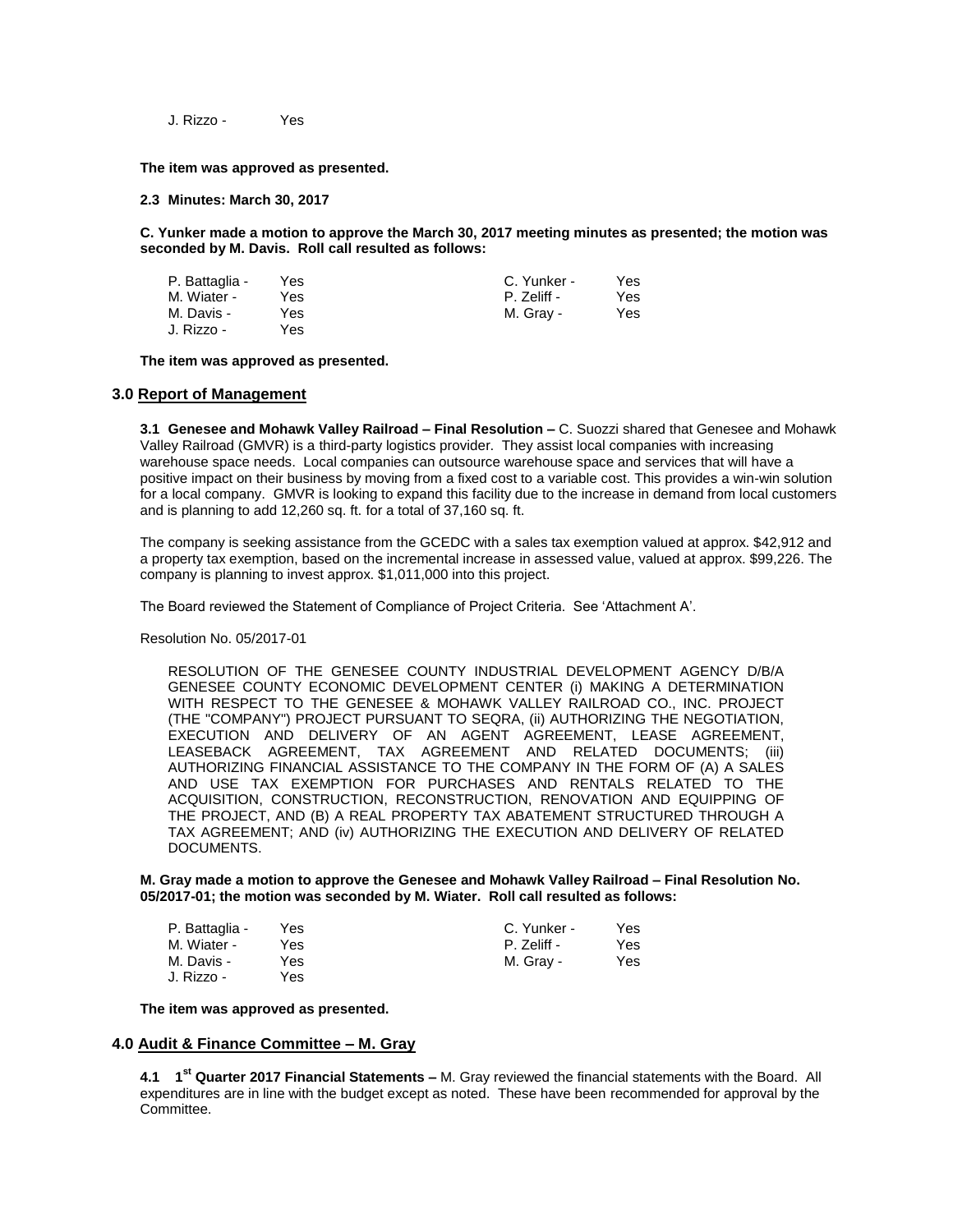| | |
|---|---|
| J. Rizzo - | Yes |

**The item was approved as presented.**

**2.3 Minutes: March 30, 2017**

**C. Yunker made a motion to approve the March 30, 2017 meeting minutes as presented; the motion was seconded by M. Davis. Roll call resulted as follows:**

| | | | |
|---|---|---|---|
| P. Battaglia - | Yes | C. Yunker - | Yes |
| M. Wiater - | Yes | P. Zeliff - | Yes |
| M. Davis - | Yes | M. Gray - | Yes |
| J. Rizzo - | Yes | | |

**The item was approved as presented.**

## 3.0 Report of Management

**3.1 Genesee and Mohawk Valley Railroad – Final Resolution –** C. Suozzi shared that Genesee and Mohawk Valley Railroad (GMVR) is a third-party logistics provider. They assist local companies with increasing warehouse space needs. Local companies can outsource warehouse space and services that will have a positive impact on their business by moving from a fixed cost to a variable cost. This provides a win-win solution for a local company. GMVR is looking to expand this facility due to the increase in demand from local customers and is planning to add 12,260 sq. ft. for a total of 37,160 sq. ft.

The company is seeking assistance from the GCEDC with a sales tax exemption valued at approx. $42,912 and a property tax exemption, based on the incremental increase in assessed value, valued at approx. $99,226. The company is planning to invest approx. $1,011,000 into this project.

The Board reviewed the Statement of Compliance of Project Criteria. See 'Attachment A'.

Resolution No. 05/2017-01

RESOLUTION OF THE GENESEE COUNTY INDUSTRIAL DEVELOPMENT AGENCY D/B/A GENESEE COUNTY ECONOMIC DEVELOPMENT CENTER (i) MAKING A DETERMINATION WITH RESPECT TO THE GENESEE & MOHAWK VALLEY RAILROAD CO., INC. PROJECT (THE "COMPANY") PROJECT PURSUANT TO SEQRA, (ii) AUTHORIZING THE NEGOTIATION, EXECUTION AND DELIVERY OF AN AGENT AGREEMENT, LEASE AGREEMENT, LEASEBACK AGREEMENT, TAX AGREEMENT AND RELATED DOCUMENTS; (iii) AUTHORIZING FINANCIAL ASSISTANCE TO THE COMPANY IN THE FORM OF (A) A SALES AND USE TAX EXEMPTION FOR PURCHASES AND RENTALS RELATED TO THE ACQUISITION, CONSTRUCTION, RECONSTRUCTION, RENOVATION AND EQUIPPING OF THE PROJECT, AND (B) A REAL PROPERTY TAX ABATEMENT STRUCTURED THROUGH A TAX AGREEMENT; AND (iv) AUTHORIZING THE EXECUTION AND DELIVERY OF RELATED DOCUMENTS.

**M. Gray made a motion to approve the Genesee and Mohawk Valley Railroad – Final Resolution No. 05/2017-01; the motion was seconded by M. Wiater. Roll call resulted as follows:**

| | | | |
|---|---|---|---|
| P. Battaglia - | Yes | C. Yunker - | Yes |
| M. Wiater - | Yes | P. Zeliff - | Yes |
| M. Davis - | Yes | M. Gray - | Yes |
| J. Rizzo - | Yes | | |

**The item was approved as presented.**

## 4.0 Audit & Finance Committee – M. Gray

**4.1 1st Quarter 2017 Financial Statements –** M. Gray reviewed the financial statements with the Board. All expenditures are in line with the budget except as noted. These have been recommended for approval by the Committee.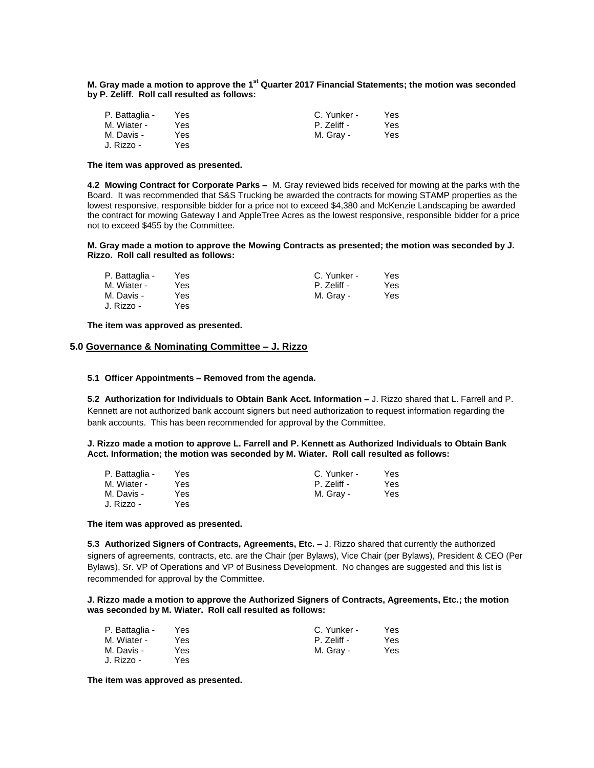**M. Gray made a motion to approve the 1st Quarter 2017 Financial Statements; the motion was seconded by P. Zeliff. Roll call resulted as follows:**

| | | | |
|---|---|---|---|
| P. Battaglia - | Yes | C. Yunker - | Yes |
| M. Wiater - | Yes | P. Zeliff - | Yes |
| M. Davis - | Yes | M. Gray - | Yes |
| J. Rizzo - | Yes | | |

**The item was approved as presented.**

**4.2 Mowing Contract for Corporate Parks –** M. Gray reviewed bids received for mowing at the parks with the Board. It was recommended that S&S Trucking be awarded the contracts for mowing STAMP properties as the lowest responsive, responsible bidder for a price not to exceed $4,380 and McKenzie Landscaping be awarded the contract for mowing Gateway I and AppleTree Acres as the lowest responsive, responsible bidder for a price not to exceed $455 by the Committee.

**M. Gray made a motion to approve the Mowing Contracts as presented; the motion was seconded by J. Rizzo. Roll call resulted as follows:**

| | | | |
|---|---|---|---|
| P. Battaglia - | Yes | C. Yunker - | Yes |
| M. Wiater - | Yes | P. Zeliff - | Yes |
| M. Davis - | Yes | M. Gray - | Yes |
| J. Rizzo - | Yes | | |

**The item was approved as presented.**

## 5.0 Governance & Nominating Committee – J. Rizzo

**5.1 Officer Appointments – Removed from the agenda.**

**5.2 Authorization for Individuals to Obtain Bank Acct. Information –** J. Rizzo shared that L. Farrell and P. Kennett are not authorized bank account signers but need authorization to request information regarding the bank accounts. This has been recommended for approval by the Committee.

**J. Rizzo made a motion to approve L. Farrell and P. Kennett as Authorized Individuals to Obtain Bank Acct. Information; the motion was seconded by M. Wiater. Roll call resulted as follows:**

| | | | |
|---|---|---|---|
| P. Battaglia - | Yes | C. Yunker - | Yes |
| M. Wiater - | Yes | P. Zeliff - | Yes |
| M. Davis - | Yes | M. Gray - | Yes |
| J. Rizzo - | Yes | | |

**The item was approved as presented.**

**5.3 Authorized Signers of Contracts, Agreements, Etc. –** J. Rizzo shared that currently the authorized signers of agreements, contracts, etc. are the Chair (per Bylaws), Vice Chair (per Bylaws), President & CEO (Per Bylaws), Sr. VP of Operations and VP of Business Development. No changes are suggested and this list is recommended for approval by the Committee.

**J. Rizzo made a motion to approve the Authorized Signers of Contracts, Agreements, Etc.; the motion was seconded by M. Wiater. Roll call resulted as follows:**

| | | | |
|---|---|---|---|
| P. Battaglia - | Yes | C. Yunker - | Yes |
| M. Wiater - | Yes | P. Zeliff - | Yes |
| M. Davis - | Yes | M. Gray - | Yes |
| J. Rizzo - | Yes | | |

**The item was approved as presented.**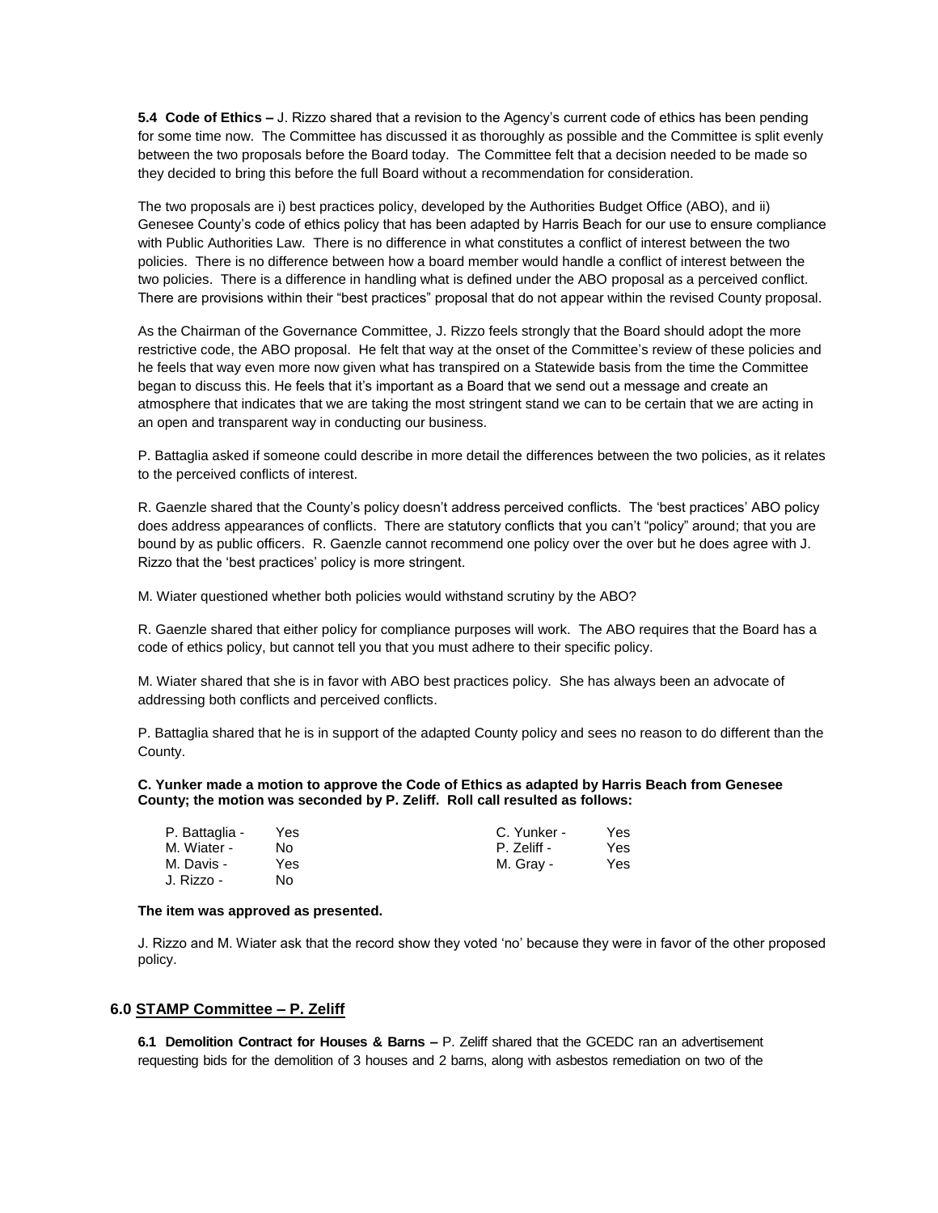**5.4 Code of Ethics –** J. Rizzo shared that a revision to the Agency's current code of ethics has been pending for some time now. The Committee has discussed it as thoroughly as possible and the Committee is split evenly between the two proposals before the Board today. The Committee felt that a decision needed to be made so they decided to bring this before the full Board without a recommendation for consideration.

The two proposals are i) best practices policy, developed by the Authorities Budget Office (ABO), and ii) Genesee County's code of ethics policy that has been adapted by Harris Beach for our use to ensure compliance with Public Authorities Law. There is no difference in what constitutes a conflict of interest between the two policies. There is no difference between how a board member would handle a conflict of interest between the two policies. There is a difference in handling what is defined under the ABO proposal as a perceived conflict. There are provisions within their "best practices" proposal that do not appear within the revised County proposal.

As the Chairman of the Governance Committee, J. Rizzo feels strongly that the Board should adopt the more restrictive code, the ABO proposal. He felt that way at the onset of the Committee's review of these policies and he feels that way even more now given what has transpired on a Statewide basis from the time the Committee began to discuss this. He feels that it's important as a Board that we send out a message and create an atmosphere that indicates that we are taking the most stringent stand we can to be certain that we are acting in an open and transparent way in conducting our business.

P. Battaglia asked if someone could describe in more detail the differences between the two policies, as it relates to the perceived conflicts of interest.

R. Gaenzle shared that the County's policy doesn't address perceived conflicts. The 'best practices' ABO policy does address appearances of conflicts. There are statutory conflicts that you can't "policy" around; that you are bound by as public officers. R. Gaenzle cannot recommend one policy over the over but he does agree with J. Rizzo that the 'best practices' policy is more stringent.

M. Wiater questioned whether both policies would withstand scrutiny by the ABO?

R. Gaenzle shared that either policy for compliance purposes will work. The ABO requires that the Board has a code of ethics policy, but cannot tell you that you must adhere to their specific policy.

M. Wiater shared that she is in favor with ABO best practices policy. She has always been an advocate of addressing both conflicts and perceived conflicts.

P. Battaglia shared that he is in support of the adapted County policy and sees no reason to do different than the County.

**C. Yunker made a motion to approve the Code of Ethics as adapted by Harris Beach from Genesee County; the motion was seconded by P. Zeliff. Roll call resulted as follows:**

| | | | |
|---|---|---|---|
| P. Battaglia - | Yes | C. Yunker - | Yes |
| M. Wiater - | No | P. Zeliff - | Yes |
| M. Davis - | Yes | M. Gray - | Yes |
| J. Rizzo - | No | | |

**The item was approved as presented.**

J. Rizzo and M. Wiater ask that the record show they voted 'no' because they were in favor of the other proposed policy.

## 6.0 STAMP Committee – P. Zeliff

**6.1 Demolition Contract for Houses & Barns –** P. Zeliff shared that the GCEDC ran an advertisement requesting bids for the demolition of 3 houses and 2 barns, along with asbestos remediation on two of the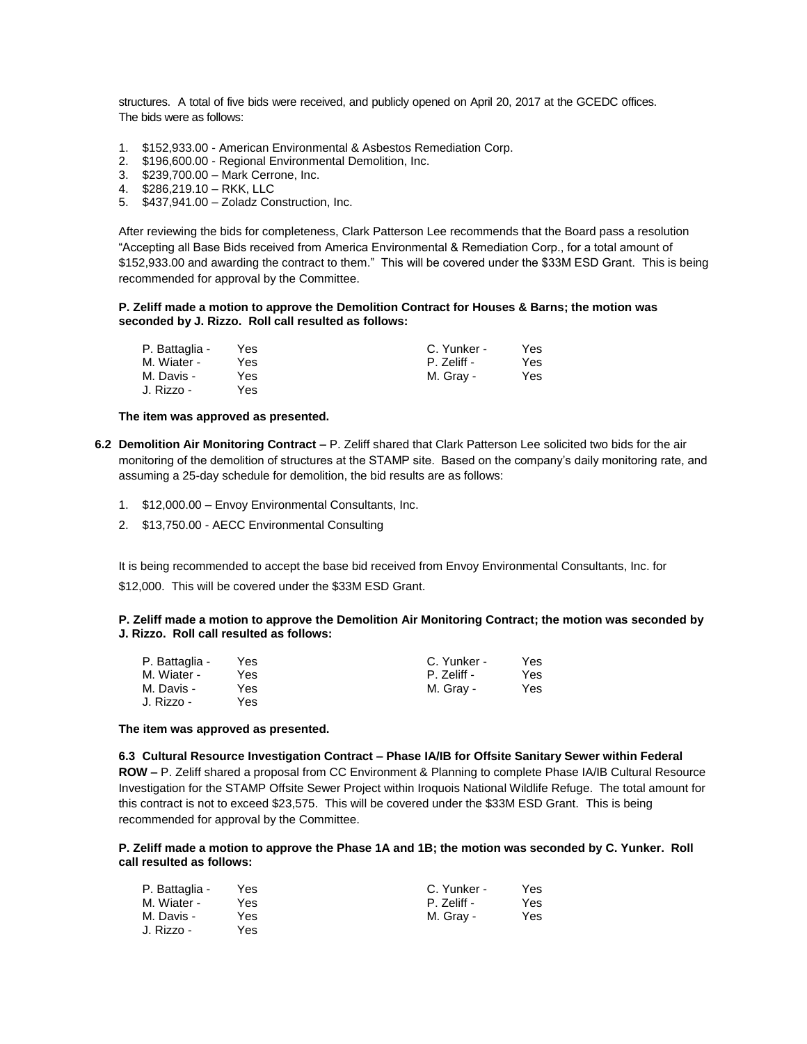structures. A total of five bids were received, and publicly opened on April 20, 2017 at the GCEDC offices. The bids were as follows:

1. $152,933.00 - American Environmental & Asbestos Remediation Corp.
2. $196,600.00 - Regional Environmental Demolition, Inc.
3. $239,700.00 – Mark Cerrone, Inc.
4. $286,219.10 – RKK, LLC
5. $437,941.00 – Zoladz Construction, Inc.

After reviewing the bids for completeness, Clark Patterson Lee recommends that the Board pass a resolution "Accepting all Base Bids received from America Environmental & Remediation Corp., for a total amount of $152,933.00 and awarding the contract to them." This will be covered under the $33M ESD Grant. This is being recommended for approval by the Committee.

**P. Zeliff made a motion to approve the Demolition Contract for Houses & Barns; the motion was seconded by J. Rizzo. Roll call resulted as follows:**

| | | | |
|---|---|---|---|
| P. Battaglia - | Yes | C. Yunker - | Yes |
| M. Wiater - | Yes | P. Zeliff - | Yes |
| M. Davis - | Yes | M. Gray - | Yes |
| J. Rizzo - | Yes | | |

**The item was approved as presented.**

**6.2 Demolition Air Monitoring Contract –** P. Zeliff shared that Clark Patterson Lee solicited two bids for the air monitoring of the demolition of structures at the STAMP site. Based on the company's daily monitoring rate, and assuming a 25-day schedule for demolition, the bid results are as follows:

1. $12,000.00 – Envoy Environmental Consultants, Inc.
2. $13,750.00 - AECC Environmental Consulting

It is being recommended to accept the base bid received from Envoy Environmental Consultants, Inc. for $12,000. This will be covered under the $33M ESD Grant.

**P. Zeliff made a motion to approve the Demolition Air Monitoring Contract; the motion was seconded by J. Rizzo. Roll call resulted as follows:**

| | | | |
|---|---|---|---|
| P. Battaglia - | Yes | C. Yunker - | Yes |
| M. Wiater - | Yes | P. Zeliff - | Yes |
| M. Davis - | Yes | M. Gray - | Yes |
| J. Rizzo - | Yes | | |

**The item was approved as presented.**

**6.3 Cultural Resource Investigation Contract – Phase IA/IB for Offsite Sanitary Sewer within Federal ROW –** P. Zeliff shared a proposal from CC Environment & Planning to complete Phase IA/IB Cultural Resource Investigation for the STAMP Offsite Sewer Project within Iroquois National Wildlife Refuge. The total amount for this contract is not to exceed $23,575. This will be covered under the $33M ESD Grant. This is being recommended for approval by the Committee.

**P. Zeliff made a motion to approve the Phase 1A and 1B; the motion was seconded by C. Yunker. Roll call resulted as follows:**

| | | | |
|---|---|---|---|
| P. Battaglia - | Yes | C. Yunker - | Yes |
| M. Wiater - | Yes | P. Zeliff - | Yes |
| M. Davis - | Yes | M. Gray - | Yes |
| J. Rizzo - | Yes | | |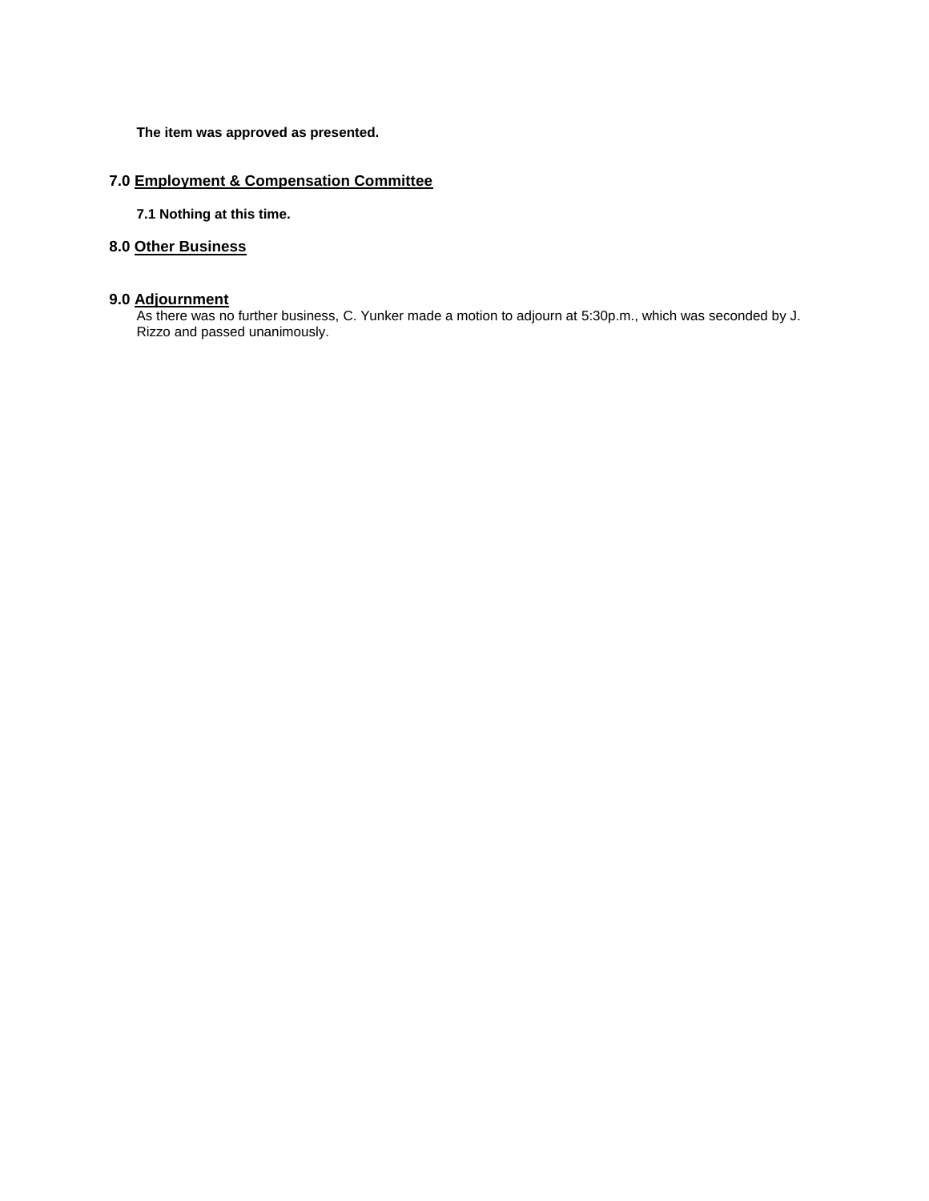**The item was approved as presented.**

## 7.0 Employment & Compensation Committee

**7.1 Nothing at this time.**

## 8.0 Other Business

## 9.0 Adjournment

As there was no further business, C. Yunker made a motion to adjourn at 5:30p.m., which was seconded by J. Rizzo and passed unanimously.